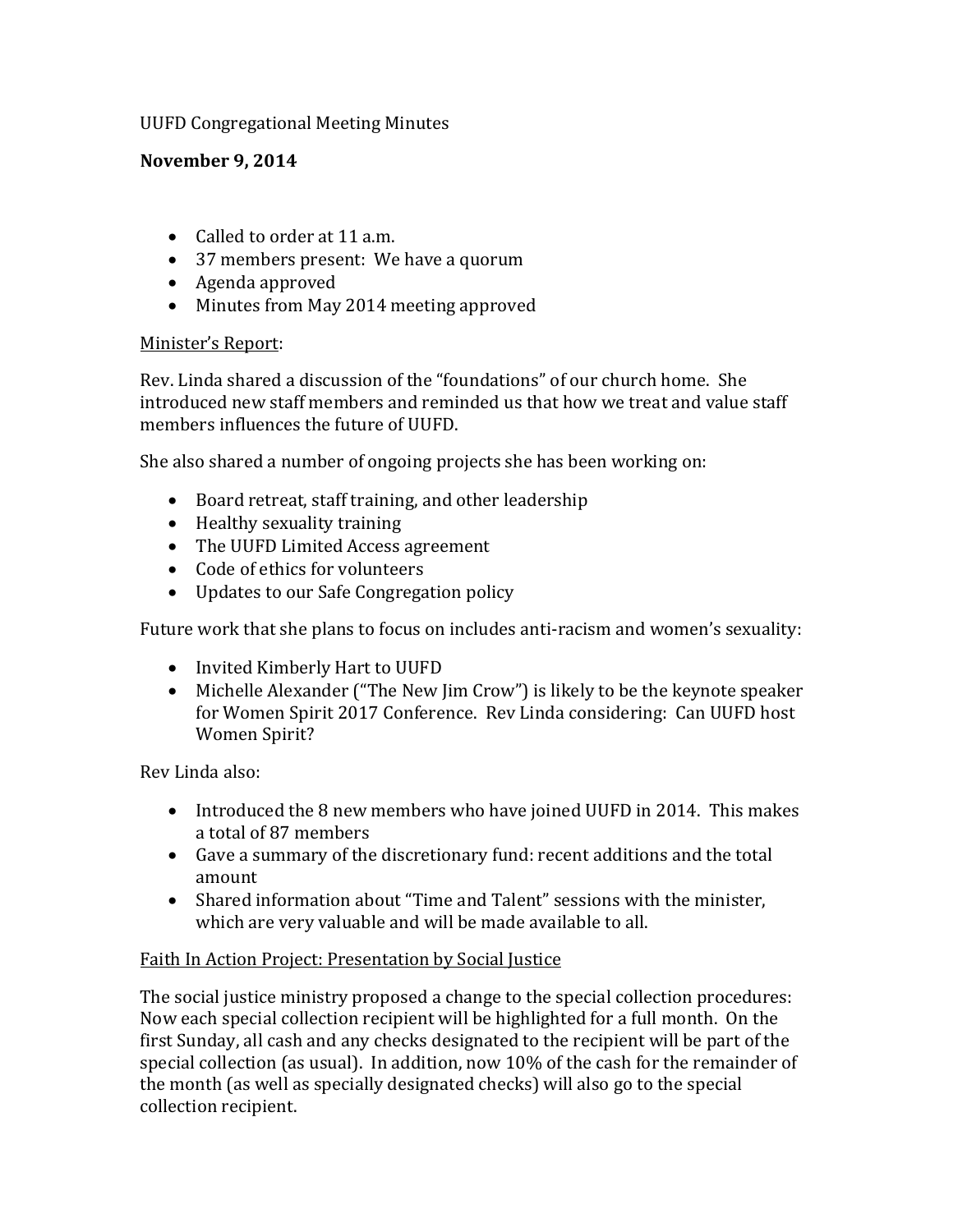UUFD Congregational Meeting Minutes

**November 9, 2014**

- Called to order at 11 a.m.
- 37 members present: We have a quorum
- Agenda approved
- Minutes from May 2014 meeting approved

<u>Minister's Report</u>:

Rev. Linda shared a discussion of the "foundations" of our church home. She introduced new staff members and reminded us that how we treat and value staff members influences the future of UUFD.

She also shared a number of ongoing projects she has been working on:

- Board retreat, staff training, and other leadership
- Healthy sexuality training
- The UUFD Limited Access agreement
- Code of ethics for volunteers
- Updates to our Safe Congregation policy

Future work that she plans to focus on includes anti-racism and women's sexuality:

- Invited Kimberly Hart to UUFD
- Michelle Alexander ("The New Jim Crow") is likely to be the keynote speaker for Women Spirit 2017 Conference. Rev Linda considering: Can UUFD host Women Spirit?

Rev Linda also:

- Introduced the 8 new members who have joined UUFD in 2014. This makes a total of 87 members
- Gave a summary of the discretionary fund: recent additions and the total amount
- Shared information about "Time and Talent" sessions with the minister, which are very valuable and will be made available to all.

<u>Faith In Action Project: Presentation by Social Justice</u>

The social justice ministry proposed a change to the special collection procedures: Now each special collection recipient will be highlighted for a full month. On the first Sunday, all cash and any checks designated to the recipient will be part of the special collection (as usual). In addition, now 10% of the cash for the remainder of the month (as well as specially designated checks) will also go to the special collection recipient.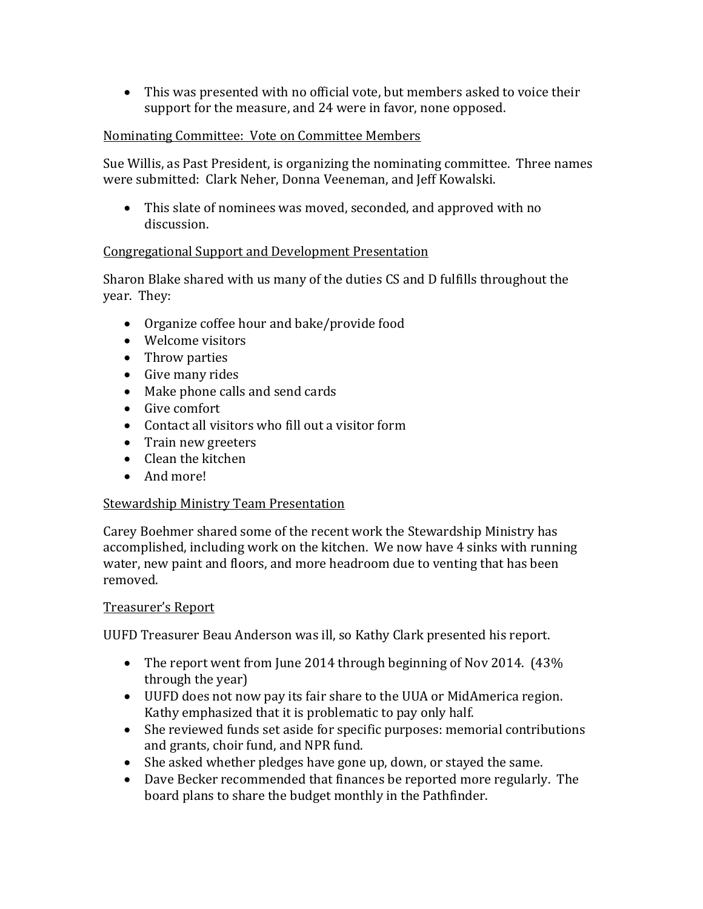- This was presented with no official vote, but members asked to voice their support for the measure, and 24 were in favor, none opposed.

Nominating Committee: Vote on Committee Members

Sue Willis, as Past President, is organizing the nominating committee. Three names were submitted: Clark Neher, Donna Veeneman, and Jeff Kowalski.

- This slate of nominees was moved, seconded, and approved with no discussion.

Congregational Support and Development Presentation

Sharon Blake shared with us many of the duties CS and D fulfills throughout the year. They:

- Organize coffee hour and bake/provide food
- Welcome visitors
- Throw parties
- Give many rides
- Make phone calls and send cards
- Give comfort
- Contact all visitors who fill out a visitor form
- Train new greeters
- Clean the kitchen
- And more!

Stewardship Ministry Team Presentation

Carey Boehmer shared some of the recent work the Stewardship Ministry has accomplished, including work on the kitchen. We now have 4 sinks with running water, new paint and floors, and more headroom due to venting that has been removed.

Treasurer's Report

UUFD Treasurer Beau Anderson was ill, so Kathy Clark presented his report.

- The report went from June 2014 through beginning of Nov 2014. (43% through the year)
- UUFD does not now pay its fair share to the UUA or MidAmerica region. Kathy emphasized that it is problematic to pay only half.
- She reviewed funds set aside for specific purposes: memorial contributions and grants, choir fund, and NPR fund.
- She asked whether pledges have gone up, down, or stayed the same.
- Dave Becker recommended that finances be reported more regularly. The board plans to share the budget monthly in the Pathfinder.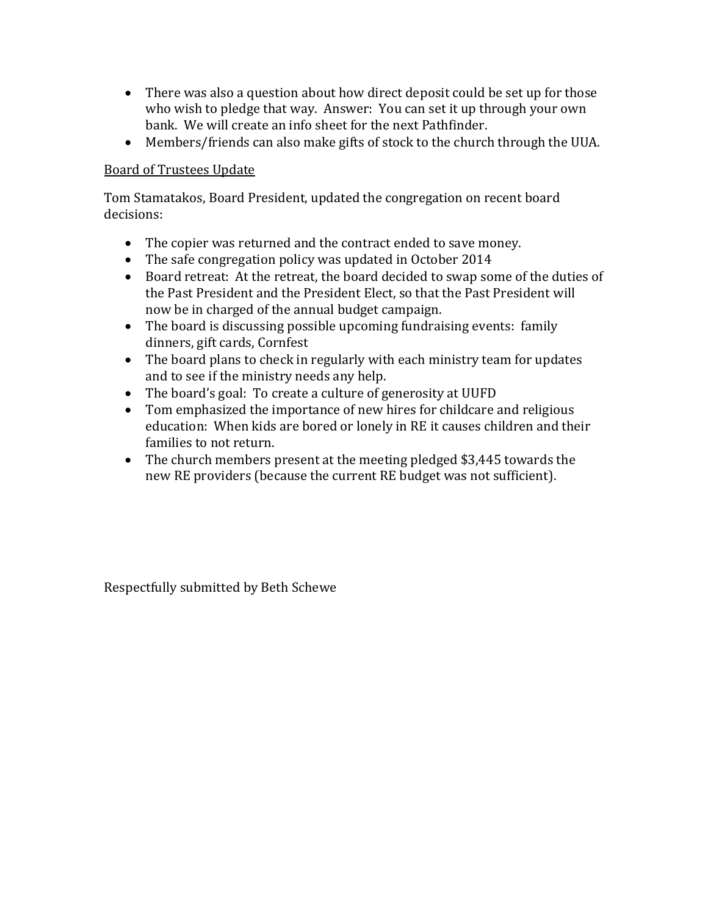- There was also a question about how direct deposit could be set up for those who wish to pledge that way. Answer: You can set it up through your own bank. We will create an info sheet for the next Pathfinder.
- Members/friends can also make gifts of stock to the church through the UUA.

<u>Board of Trustees Update</u>

Tom Stamatakos, Board President, updated the congregation on recent board decisions:

- The copier was returned and the contract ended to save money.
- The safe congregation policy was updated in October 2014
- Board retreat: At the retreat, the board decided to swap some of the duties of the Past President and the President Elect, so that the Past President will now be in charged of the annual budget campaign.
- The board is discussing possible upcoming fundraising events: family dinners, gift cards, Cornfest
- The board plans to check in regularly with each ministry team for updates and to see if the ministry needs any help.
- The board's goal: To create a culture of generosity at UUFD
- Tom emphasized the importance of new hires for childcare and religious education: When kids are bored or lonely in RE it causes children and their families to not return.
- The church members present at the meeting pledged $3,445 towards the new RE providers (because the current RE budget was not sufficient).

Respectfully submitted by Beth Schewe